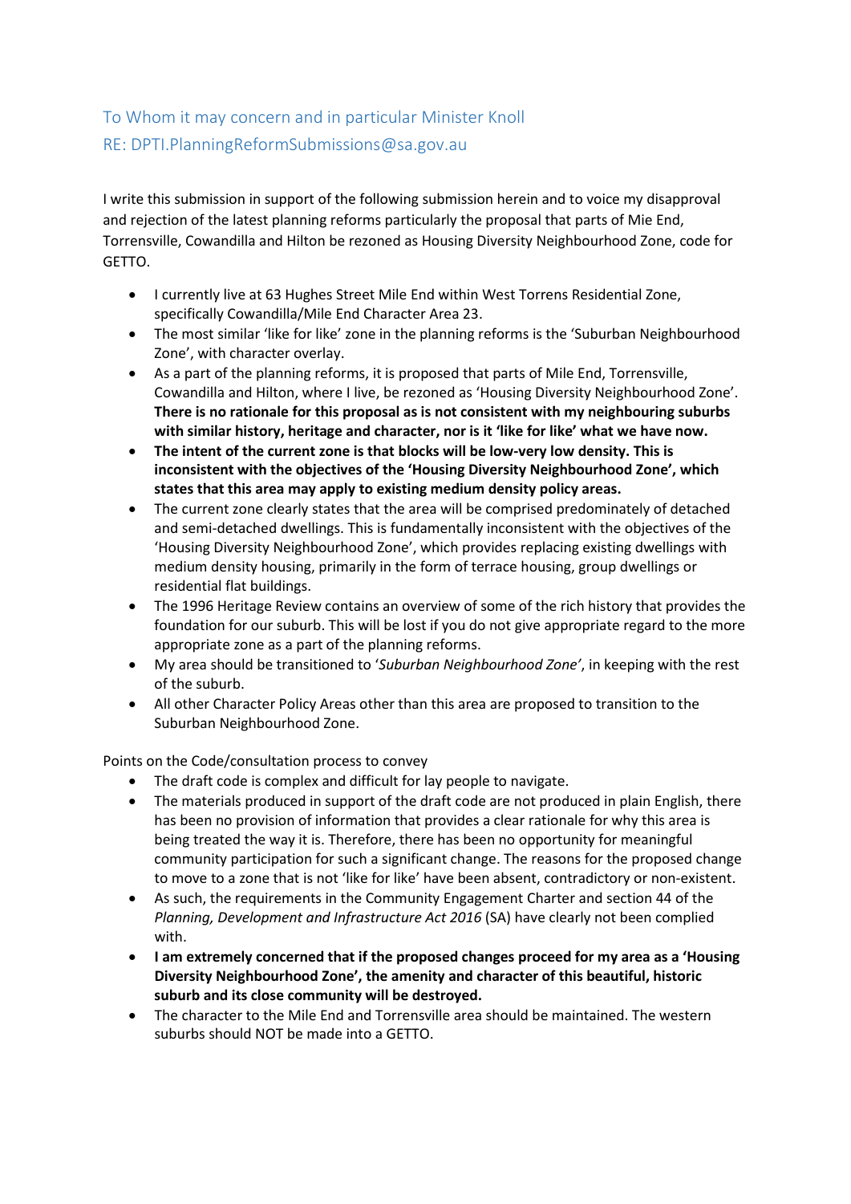To Whom it may concern and in particular Minister Knoll

RE: DPTI.PlanningReformSubmissions@sa.gov.au

I write this submission in support of the following submission herein and to voice my disapproval and rejection of the latest planning reforms particularly the proposal that parts of Mie End, Torrensville, Cowandilla and Hilton be rezoned as Housing Diversity Neighbourhood Zone, code for GETTO.

- I currently live at 63 Hughes Street Mile End within West Torrens Residential Zone, specifically Cowandilla/Mile End Character Area 23.
- The most similar 'like for like' zone in the planning reforms is the 'Suburban Neighbourhood Zone', with character overlay.
- As a part of the planning reforms, it is proposed that parts of Mile End, Torrensville, Cowandilla and Hilton, where I live, be rezoned as 'Housing Diversity Neighbourhood Zone'. **There is no rationale for this proposal as is not consistent with my neighbouring suburbs with similar history, heritage and character, nor is it 'like for like' what we have now.**
- **The intent of the current zone is that blocks will be low-very low density. This is inconsistent with the objectives of the 'Housing Diversity Neighbourhood Zone', which states that this area may apply to existing medium density policy areas.**
- The current zone clearly states that the area will be comprised predominately of detached and semi-detached dwellings. This is fundamentally inconsistent with the objectives of the 'Housing Diversity Neighbourhood Zone', which provides replacing existing dwellings with medium density housing, primarily in the form of terrace housing, group dwellings or residential flat buildings.
- The 1996 Heritage Review contains an overview of some of the rich history that provides the foundation for our suburb. This will be lost if you do not give appropriate regard to the more appropriate zone as a part of the planning reforms.
- My area should be transitioned to '*Suburban Neighbourhood Zone'*, in keeping with the rest of the suburb.
- All other Character Policy Areas other than this area are proposed to transition to the Suburban Neighbourhood Zone.

Points on the Code/consultation process to convey

- The draft code is complex and difficult for lay people to navigate.
- The materials produced in support of the draft code are not produced in plain English, there has been no provision of information that provides a clear rationale for why this area is being treated the way it is. Therefore, there has been no opportunity for meaningful community participation for such a significant change. The reasons for the proposed change to move to a zone that is not 'like for like' have been absent, contradictory or non-existent.
- As such, the requirements in the Community Engagement Charter and section 44 of the *Planning, Development and Infrastructure Act 2016* (SA) have clearly not been complied with.
- **I am extremely concerned that if the proposed changes proceed for my area as a 'Housing Diversity Neighbourhood Zone', the amenity and character of this beautiful, historic suburb and its close community will be destroyed.**
- The character to the Mile End and Torrensville area should be maintained. The western suburbs should NOT be made into a GETTO.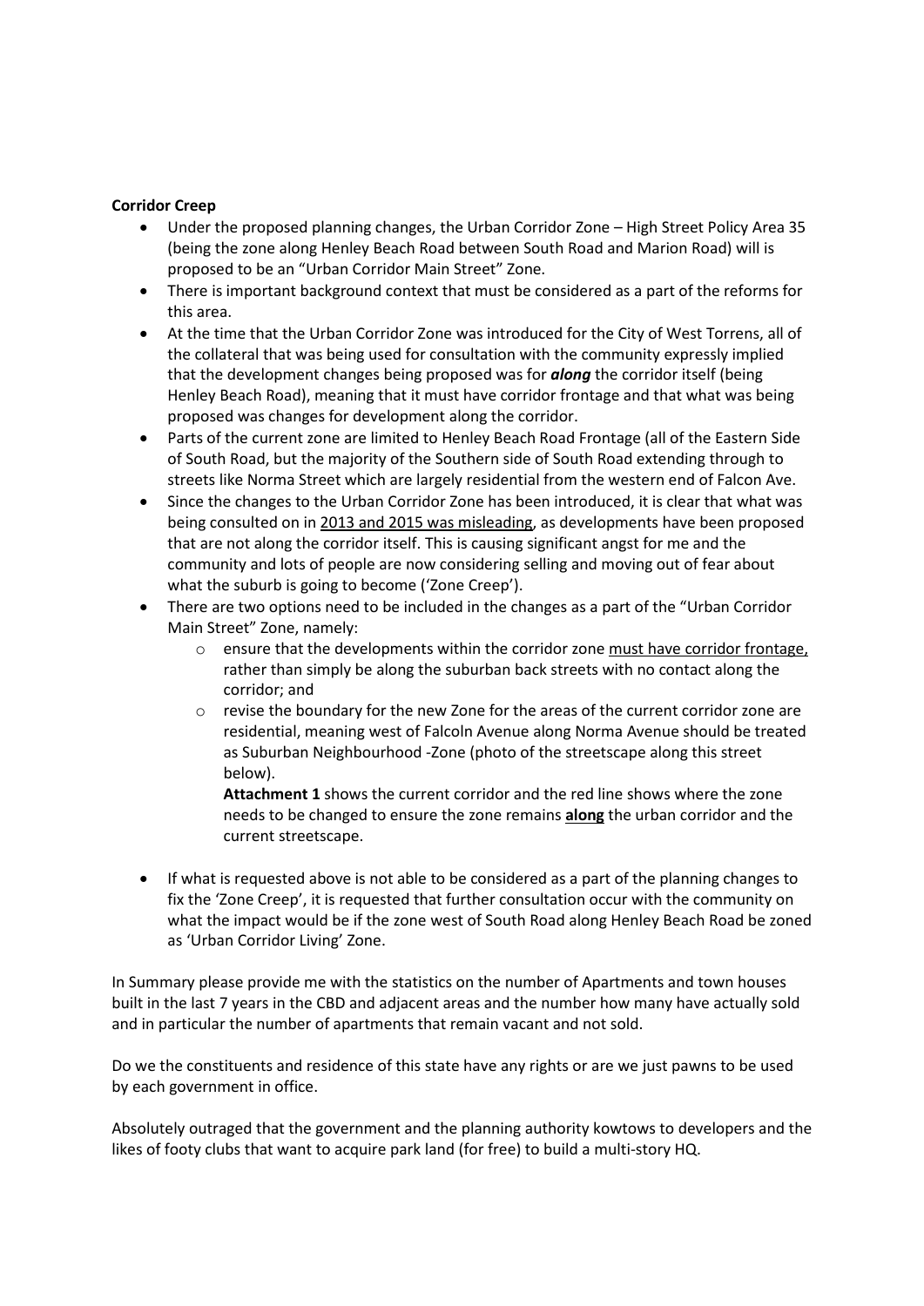**Corridor Creep**

- Under the proposed planning changes, the Urban Corridor Zone – High Street Policy Area 35 (being the zone along Henley Beach Road between South Road and Marion Road) will is proposed to be an "Urban Corridor Main Street" Zone.
- There is important background context that must be considered as a part of the reforms for this area.
- At the time that the Urban Corridor Zone was introduced for the City of West Torrens, all of the collateral that was being used for consultation with the community expressly implied that the development changes being proposed was for ***along*** the corridor itself (being Henley Beach Road), meaning that it must have corridor frontage and that what was being proposed was changes for development along the corridor.
- Parts of the current zone are limited to Henley Beach Road Frontage (all of the Eastern Side of South Road, but the majority of the Southern side of South Road extending through to streets like Norma Street which are largely residential from the western end of Falcon Ave.
- Since the changes to the Urban Corridor Zone has been introduced, it is clear that what was being consulted on in <u>2013 and 2015 was misleading</u>, as developments have been proposed that are not along the corridor itself. This is causing significant angst for me and the community and lots of people are now considering selling and moving out of fear about what the suburb is going to become ('Zone Creep').
- There are two options need to be included in the changes as a part of the "Urban Corridor Main Street" Zone, namely:
    - ensure that the developments within the corridor zone <u>must have corridor frontage,</u> rather than simply be along the suburban back streets with no contact along the corridor; and
    - revise the boundary for the new Zone for the areas of the current corridor zone are residential, meaning west of Falcoln Avenue along Norma Avenue should be treated as Suburban Neighbourhood -Zone (photo of the streetscape along this street below).

      **Attachment 1** shows the current corridor and the red line shows where the zone needs to be changed to ensure the zone remains **<u>along</u>** the urban corridor and the current streetscape.

- If what is requested above is not able to be considered as a part of the planning changes to fix the 'Zone Creep', it is requested that further consultation occur with the community on what the impact would be if the zone west of South Road along Henley Beach Road be zoned as 'Urban Corridor Living' Zone.

In Summary please provide me with the statistics on the number of Apartments and town houses built in the last 7 years in the CBD and adjacent areas and the number how many have actually sold and in particular the number of apartments that remain vacant and not sold.

Do we the constituents and residence of this state have any rights or are we just pawns to be used by each government in office.

Absolutely outraged that the government and the planning authority kowtows to developers and the likes of footy clubs that want to acquire park land (for free) to build a multi-story HQ.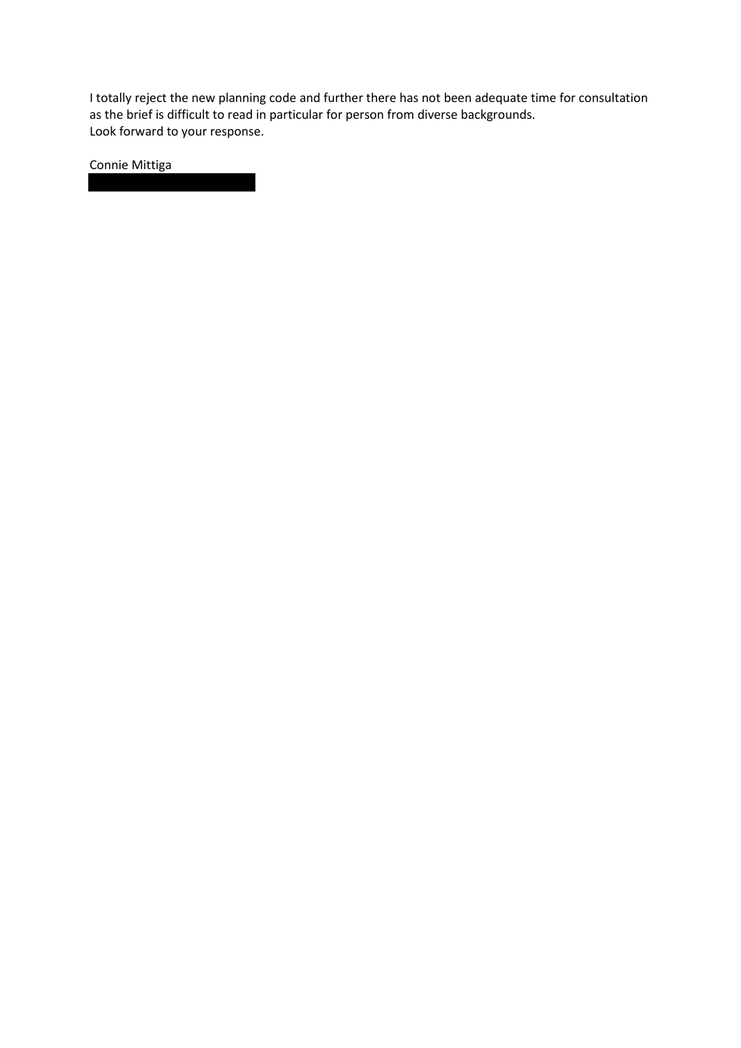I totally reject the new planning code and further there has not been adequate time for consultation as the brief is difficult to read in particular for person from diverse backgrounds.
Look forward to your response.

Connie Mittiga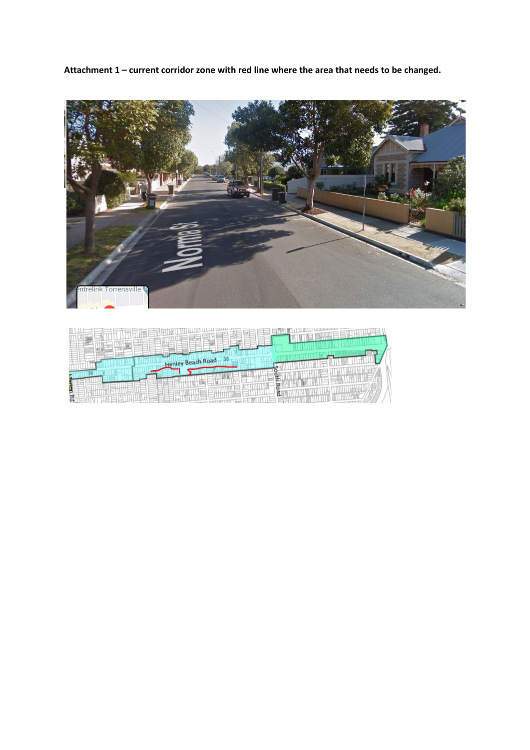**Attachment 1 – current corridor zone with red line where the area that needs to be changed.**